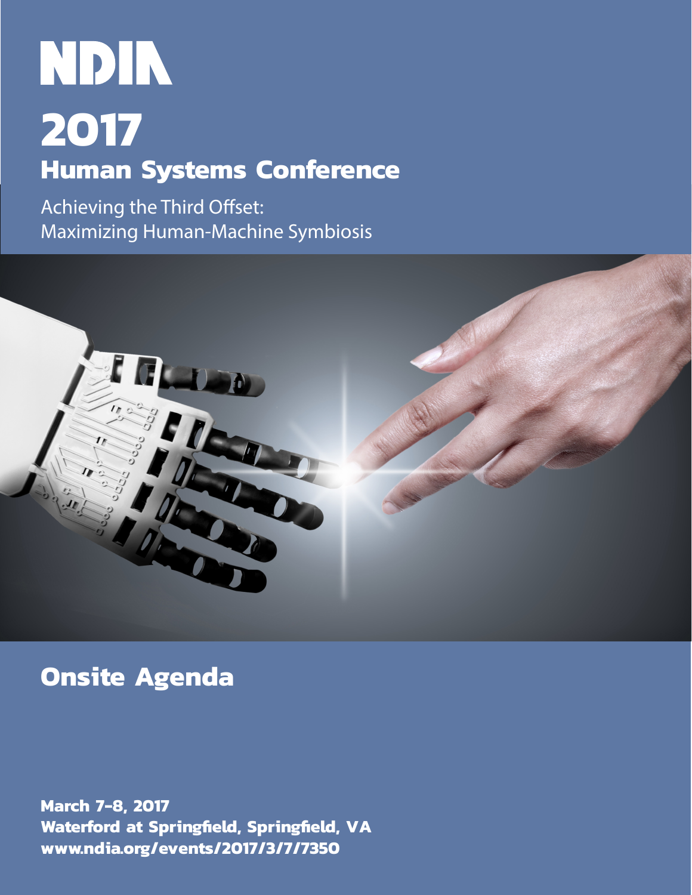# NDIA

# 2017

## Human Systems Conference

Achieving the Third Offset:
Maximizing Human-Machine Symbiosis

## Onsite Agenda

**March 7-8, 2017**
**Waterford at Springfield, Springfield, VA**
**www.ndia.org/events/2017/3/7/7350**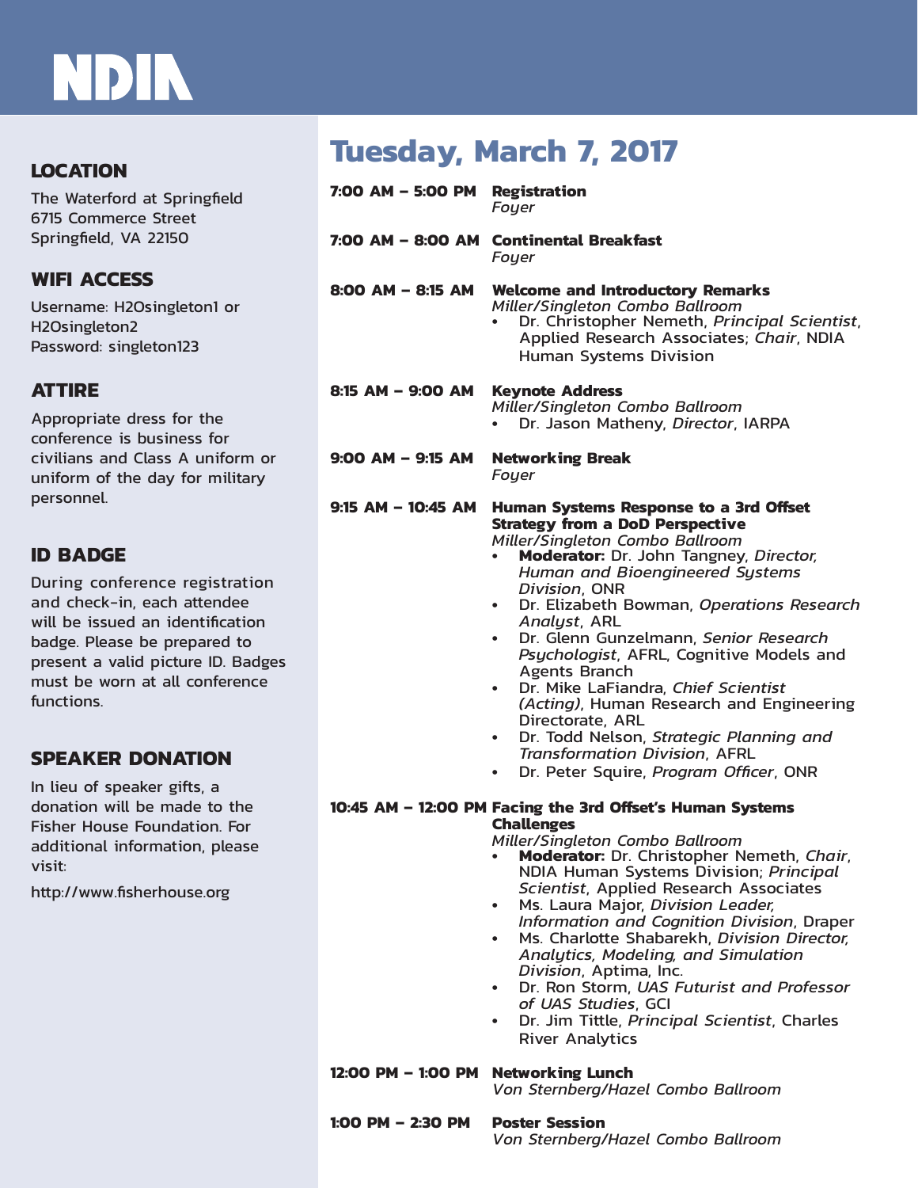NDIA

## LOCATION

The Waterford at Springfield
6715 Commerce Street
Springfield, VA 22150

## WIFI ACCESS

Username: H2Osingleton1 or H2Osingleton2
Password: singleton123

## ATTIRE

Appropriate dress for the conference is business for civilians and Class A uniform or uniform of the day for military personnel.

## ID BADGE

During conference registration and check-in, each attendee will be issued an identification badge. Please be prepared to present a valid picture ID. Badges must be worn at all conference functions.

## SPEAKER DONATION

In lieu of speaker gifts, a donation will be made to the Fisher House Foundation. For additional information, please visit:

http://www.fisherhouse.org

# Tuesday, March 7, 2017

**7:00 AM – 5:00 PM** **Registration**
*Foyer*

**7:00 AM – 8:00 AM** **Continental Breakfast**
*Foyer*

**8:00 AM – 8:15 AM** **Welcome and Introductory Remarks**
*Miller/Singleton Combo Ballroom*
- Dr. Christopher Nemeth, *Principal Scientist*, Applied Research Associates; *Chair*, NDIA Human Systems Division

**8:15 AM – 9:00 AM** **Keynote Address**
*Miller/Singleton Combo Ballroom*
- Dr. Jason Matheny, *Director*, IARPA

**9:00 AM – 9:15 AM** **Networking Break**
*Foyer*

**9:15 AM – 10:45 AM** **Human Systems Response to a 3rd Offset Strategy from a DoD Perspective**
*Miller/Singleton Combo Ballroom*
- **Moderator:** Dr. John Tangney, *Director, Human and Bioengineered Systems Division*, ONR
- Dr. Elizabeth Bowman, *Operations Research Analyst*, ARL
- Dr. Glenn Gunzelmann, *Senior Research Psychologist*, AFRL, Cognitive Models and Agents Branch
- Dr. Mike LaFiandra, *Chief Scientist (Acting)*, Human Research and Engineering Directorate, ARL
- Dr. Todd Nelson, *Strategic Planning and Transformation Division*, AFRL
- Dr. Peter Squire, *Program Officer*, ONR

**10:45 AM – 12:00 PM** **Facing the 3rd Offset's Human Systems Challenges**
*Miller/Singleton Combo Ballroom*
- **Moderator:** Dr. Christopher Nemeth, *Chair*, NDIA Human Systems Division; *Principal Scientist*, Applied Research Associates
- Ms. Laura Major, *Division Leader, Information and Cognition Division*, Draper
- Ms. Charlotte Shabarekh, *Division Director, Analytics, Modeling, and Simulation Division*, Aptima, Inc.
- Dr. Ron Storm, *UAS Futurist and Professor of UAS Studies*, GCI
- Dr. Jim Tittle, *Principal Scientist*, Charles River Analytics

**12:00 PM – 1:00 PM** **Networking Lunch**
*Von Sternberg/Hazel Combo Ballroom*

**1:00 PM – 2:30 PM** **Poster Session**
*Von Sternberg/Hazel Combo Ballroom*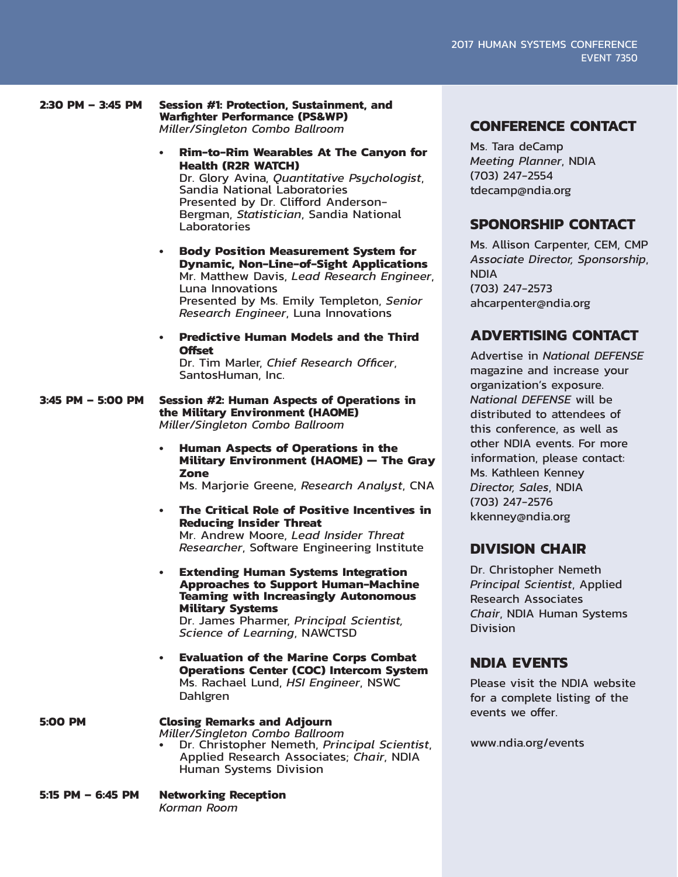**2:30 PM – 3:45 PM** **Session #1: Protection, Sustainment, and Warfighter Performance (PS&WP)**
*Miller/Singleton Combo Ballroom*

- **Rim-to-Rim Wearables At The Canyon for Health (R2R WATCH)**
  Dr. Glory Avina, *Quantitative Psychologist*, Sandia National Laboratories
  Presented by Dr. Clifford Anderson-Bergman, *Statistician*, Sandia National Laboratories

- **Body Position Measurement System for Dynamic, Non-Line-of-Sight Applications**
  Mr. Matthew Davis, *Lead Research Engineer*, Luna Innovations
  Presented by Ms. Emily Templeton, *Senior Research Engineer*, Luna Innovations

- **Predictive Human Models and the Third Offset**
  Dr. Tim Marler, *Chief Research Officer*, SantosHuman, Inc.

**3:45 PM – 5:00 PM** **Session #2: Human Aspects of Operations in the Military Environment (HAOME)**
*Miller/Singleton Combo Ballroom*

- **Human Aspects of Operations in the Military Environment (HAOME) — The Gray Zone**
  Ms. Marjorie Greene, *Research Analyst*, CNA

- **The Critical Role of Positive Incentives in Reducing Insider Threat**
  Mr. Andrew Moore, *Lead Insider Threat Researcher*, Software Engineering Institute

- **Extending Human Systems Integration Approaches to Support Human-Machine Teaming with Increasingly Autonomous Military Systems**
  Dr. James Pharmer, *Principal Scientist, Science of Learning*, NAWCTSD

- **Evaluation of the Marine Corps Combat Operations Center (COC) Intercom System**
  Ms. Rachael Lund, *HSI Engineer*, NSWC Dahlgren

**5:00 PM** **Closing Remarks and Adjourn**
*Miller/Singleton Combo Ballroom*

- Dr. Christopher Nemeth, *Principal Scientist*, Applied Research Associates; *Chair*, NDIA Human Systems Division

**5:15 PM – 6:45 PM** **Networking Reception**
*Korman Room*

## CONFERENCE CONTACT

Ms. Tara deCamp
*Meeting Planner*, NDIA
(703) 247-2554
tdecamp@ndia.org

## SPONSORSHIP CONTACT

Ms. Allison Carpenter, CEM, CMP
*Associate Director, Sponsorship*, NDIA
(703) 247-2573
ahcarpenter@ndia.org

## ADVERTISING CONTACT

Advertise in *National DEFENSE* magazine and increase your organization's exposure. *National DEFENSE* will be distributed to attendees of this conference, as well as other NDIA events. For more information, please contact:
Ms. Kathleen Kenney
*Director, Sales*, NDIA
(703) 247-2576
kkenney@ndia.org

## DIVISION CHAIR

Dr. Christopher Nemeth
*Principal Scientist*, Applied Research Associates
*Chair*, NDIA Human Systems Division

## NDIA EVENTS

Please visit the NDIA website for a complete listing of the events we offer.

www.ndia.org/events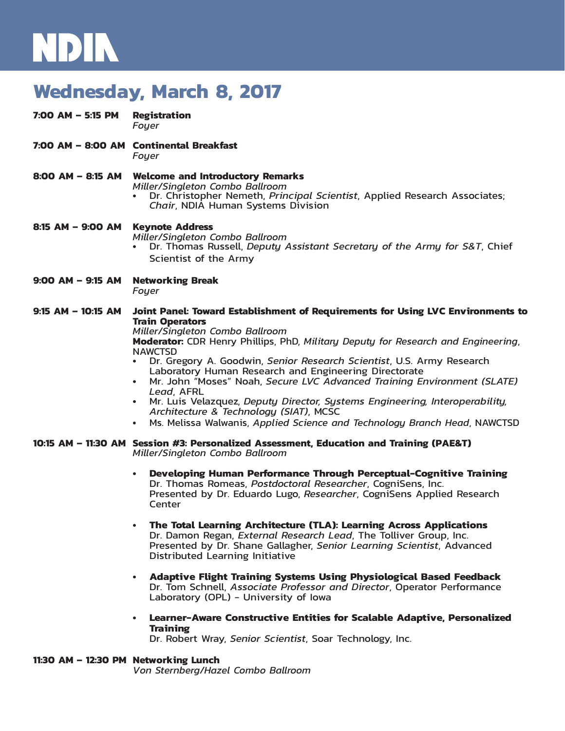NDIA

# Wednesday, March 8, 2017

**7:00 AM – 5:15 PM** **Registration**
*Foyer*

**7:00 AM – 8:00 AM** **Continental Breakfast**
*Foyer*

**8:00 AM – 8:15 AM** **Welcome and Introductory Remarks**
*Miller/Singleton Combo Ballroom*

- Dr. Christopher Nemeth, *Principal Scientist*, Applied Research Associates; *Chair*, NDIA Human Systems Division

**8:15 AM – 9:00 AM** **Keynote Address**
*Miller/Singleton Combo Ballroom*

- Dr. Thomas Russell, *Deputy Assistant Secretary of the Army for S&T*, Chief Scientist of the Army

**9:00 AM – 9:15 AM** **Networking Break**
*Foyer*

**9:15 AM – 10:15 AM** **Joint Panel: Toward Establishment of Requirements for Using LVC Environments to Train Operators**
*Miller/Singleton Combo Ballroom*
**Moderator:** CDR Henry Phillips, PhD, *Military Deputy for Research and Engineering*, NAWCTSD

- Dr. Gregory A. Goodwin, *Senior Research Scientist*, U.S. Army Research Laboratory Human Research and Engineering Directorate
- Mr. John "Moses" Noah, *Secure LVC Advanced Training Environment (SLATE) Lead*, AFRL
- Mr. Luis Velazquez, *Deputy Director, Systems Engineering, Interoperability, Architecture & Technology (SIAT)*, MCSC
- Ms. Melissa Walwanis, *Applied Science and Technology Branch Head*, NAWCTSD

**10:15 AM – 11:30 AM** **Session #3: Personalized Assessment, Education and Training (PAE&T)**
*Miller/Singleton Combo Ballroom*

- **Developing Human Performance Through Perceptual-Cognitive Training**
  Dr. Thomas Romeas, *Postdoctoral Researcher*, CogniSens, Inc.
  Presented by Dr. Eduardo Lugo, *Researcher*, CogniSens Applied Research Center

- **The Total Learning Architecture (TLA): Learning Across Applications**
  Dr. Damon Regan, *External Research Lead*, The Tolliver Group, Inc.
  Presented by Dr. Shane Gallagher, *Senior Learning Scientist*, Advanced Distributed Learning Initiative

- **Adaptive Flight Training Systems Using Physiological Based Feedback**
  Dr. Tom Schnell, *Associate Professor and Director*, Operator Performance Laboratory (OPL) - University of Iowa

- **Learner-Aware Constructive Entities for Scalable Adaptive, Personalized Training**
  Dr. Robert Wray, *Senior Scientist*, Soar Technology, Inc.

**11:30 AM – 12:30 PM** **Networking Lunch**
*Von Sternberg/Hazel Combo Ballroom*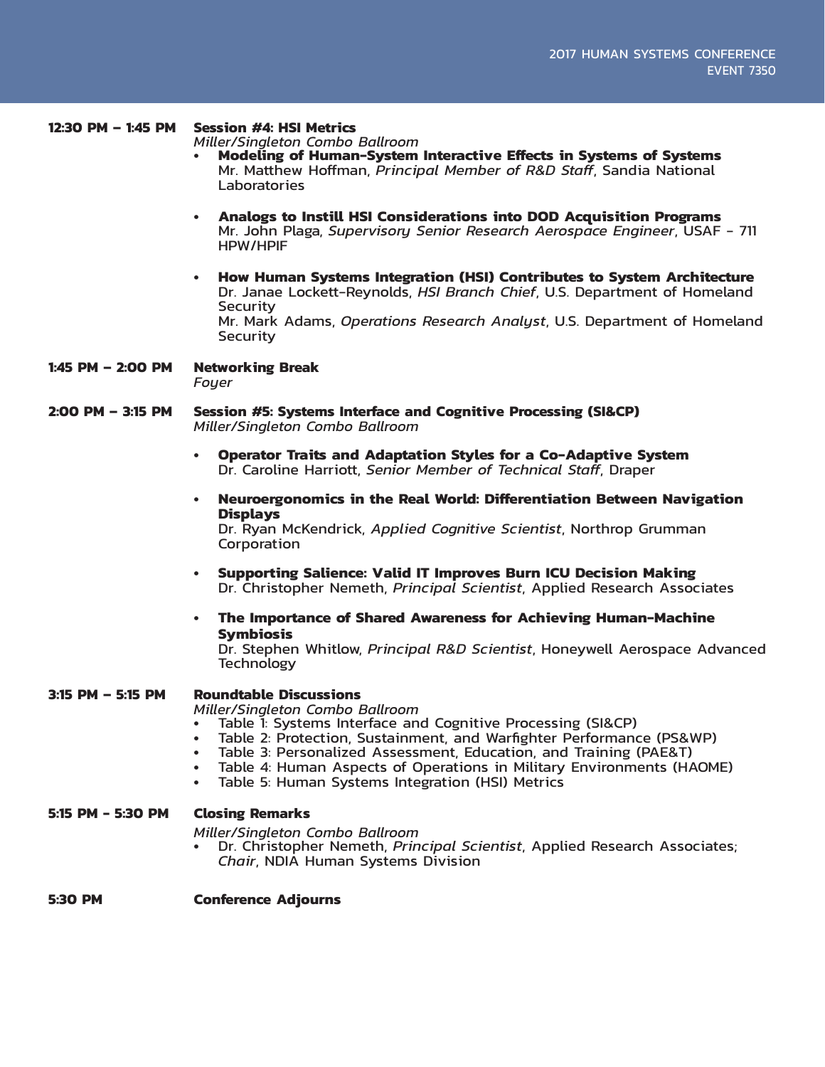**12:30 PM – 1:45 PM** **Session #4: HSI Metrics**
*Miller/Singleton Combo Ballroom*

- **Modeling of Human-System Interactive Effects in Systems of Systems**
  Mr. Matthew Hoffman, *Principal Member of R&D Staff*, Sandia National Laboratories

- **Analogs to Instill HSI Considerations into DOD Acquisition Programs**
  Mr. John Plaga, *Supervisory Senior Research Aerospace Engineer*, USAF - 711 HPW/HPIF

- **How Human Systems Integration (HSI) Contributes to System Architecture**
  Dr. Janae Lockett-Reynolds, *HSI Branch Chief*, U.S. Department of Homeland Security
  Mr. Mark Adams, *Operations Research Analyst*, U.S. Department of Homeland Security

**1:45 PM – 2:00 PM** **Networking Break**
*Foyer*

**2:00 PM – 3:15 PM** **Session #5: Systems Interface and Cognitive Processing (SI&CP)**
*Miller/Singleton Combo Ballroom*

- **Operator Traits and Adaptation Styles for a Co-Adaptive System**
  Dr. Caroline Harriott, *Senior Member of Technical Staff*, Draper

- **Neuroergonomics in the Real World: Differentiation Between Navigation Displays**
  Dr. Ryan McKendrick, *Applied Cognitive Scientist*, Northrop Grumman Corporation

- **Supporting Salience: Valid IT Improves Burn ICU Decision Making**
  Dr. Christopher Nemeth, *Principal Scientist*, Applied Research Associates

- **The Importance of Shared Awareness for Achieving Human-Machine Symbiosis**
  Dr. Stephen Whitlow, *Principal R&D Scientist*, Honeywell Aerospace Advanced Technology

**3:15 PM – 5:15 PM** **Roundtable Discussions**
*Miller/Singleton Combo Ballroom*

- Table 1: Systems Interface and Cognitive Processing (SI&CP)
- Table 2: Protection, Sustainment, and Warfighter Performance (PS&WP)
- Table 3: Personalized Assessment, Education, and Training (PAE&T)
- Table 4: Human Aspects of Operations in Military Environments (HAOME)
- Table 5: Human Systems Integration (HSI) Metrics

**5:15 PM - 5:30 PM** **Closing Remarks**
*Miller/Singleton Combo Ballroom*

- Dr. Christopher Nemeth, *Principal Scientist*, Applied Research Associates; *Chair*, NDIA Human Systems Division

**5:30 PM** **Conference Adjourns**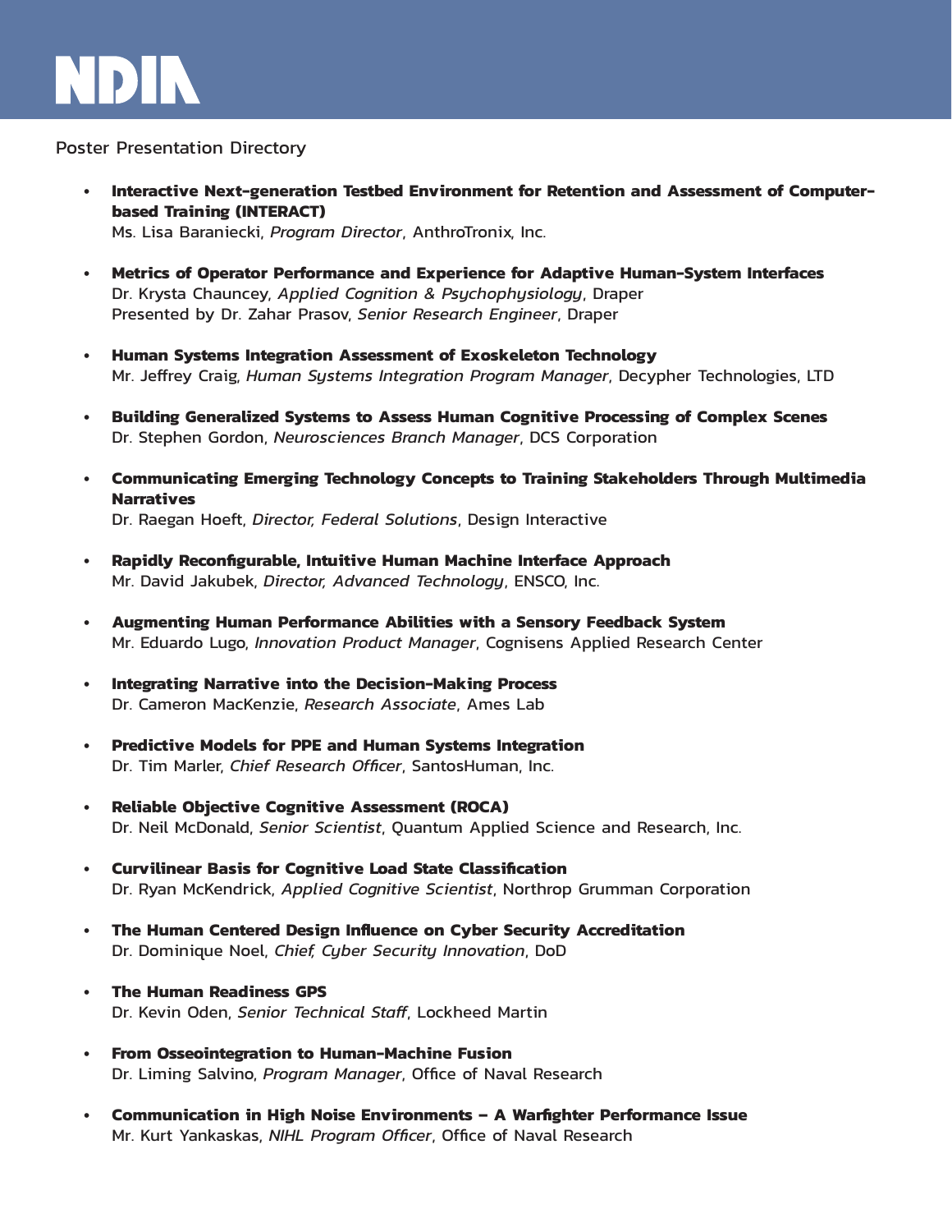NDIA

Poster Presentation Directory

- **Interactive Next-generation Testbed Environment for Retention and Assessment of Computer-based Training (INTERACT)**
  Ms. Lisa Baraniecki, *Program Director*, AnthroTronix, Inc.

- **Metrics of Operator Performance and Experience for Adaptive Human-System Interfaces**
  Dr. Krysta Chauncey, *Applied Cognition & Psychophysiology*, Draper
  Presented by Dr. Zahar Prasov, *Senior Research Engineer*, Draper

- **Human Systems Integration Assessment of Exoskeleton Technology**
  Mr. Jeffrey Craig, *Human Systems Integration Program Manager*, Decypher Technologies, LTD

- **Building Generalized Systems to Assess Human Cognitive Processing of Complex Scenes**
  Dr. Stephen Gordon, *Neurosciences Branch Manager*, DCS Corporation

- **Communicating Emerging Technology Concepts to Training Stakeholders Through Multimedia Narratives**
  Dr. Raegan Hoeft, *Director, Federal Solutions*, Design Interactive

- **Rapidly Reconfigurable, Intuitive Human Machine Interface Approach**
  Mr. David Jakubek, *Director, Advanced Technology*, ENSCO, Inc.

- **Augmenting Human Performance Abilities with a Sensory Feedback System**
  Mr. Eduardo Lugo, *Innovation Product Manager*, Cognisens Applied Research Center

- **Integrating Narrative into the Decision-Making Process**
  Dr. Cameron MacKenzie, *Research Associate*, Ames Lab

- **Predictive Models for PPE and Human Systems Integration**
  Dr. Tim Marler, *Chief Research Officer*, SantosHuman, Inc.

- **Reliable Objective Cognitive Assessment (ROCA)**
  Dr. Neil McDonald, *Senior Scientist*, Quantum Applied Science and Research, Inc.

- **Curvilinear Basis for Cognitive Load State Classification**
  Dr. Ryan McKendrick, *Applied Cognitive Scientist*, Northrop Grumman Corporation

- **The Human Centered Design Influence on Cyber Security Accreditation**
  Dr. Dominique Noel, *Chief, Cyber Security Innovation*, DoD

- **The Human Readiness GPS**
  Dr. Kevin Oden, *Senior Technical Staff*, Lockheed Martin

- **From Osseointegration to Human-Machine Fusion**
  Dr. Liming Salvino, *Program Manager*, Office of Naval Research

- **Communication in High Noise Environments – A Warfighter Performance Issue**
  Mr. Kurt Yankaskas, *NIHL Program Officer*, Office of Naval Research